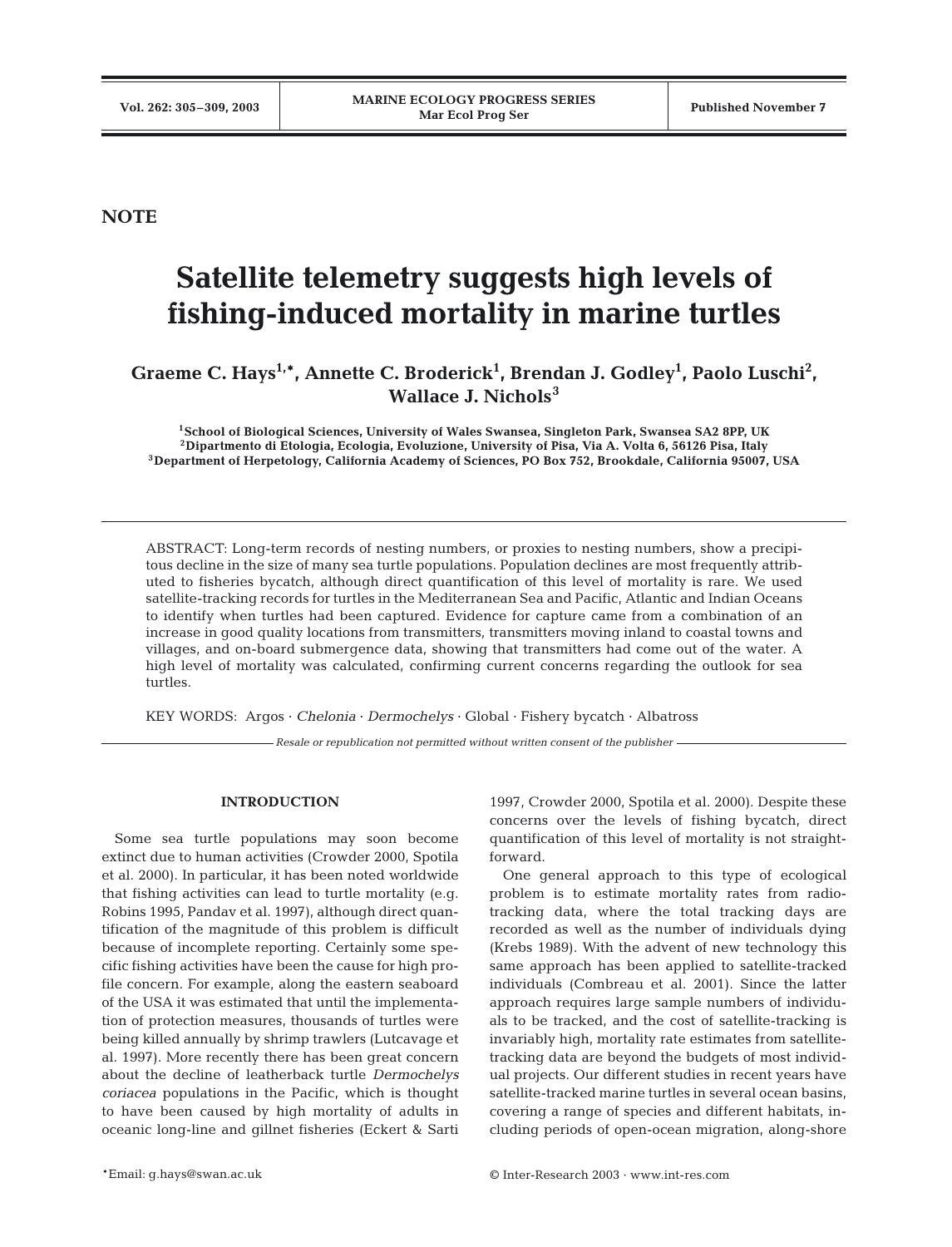NOTE

# Satellite telemetry suggests high levels of fishing-induced mortality in marine turtles

**Graeme C. Hays[1,*], Annette C. Broderick[1], Brendan J. Godley[1], Paolo Luschi[2], Wallace J. Nichols[3]**

[1]School of Biological Sciences, University of Wales Swansea, Singleton Park, Swansea SA2 8PP, UK
[2]Dipartmento di Etologia, Ecologia, Evoluzione, University of Pisa, Via A. Volta 6, 56126 Pisa, Italy
[3]Department of Herpetology, California Academy of Sciences, PO Box 752, Brookdale, California 95007, USA

ABSTRACT: Long-term records of nesting numbers, or proxies to nesting numbers, show a precipitous decline in the size of many sea turtle populations. Population declines are most frequently attributed to fisheries bycatch, although direct quantification of this level of mortality is rare. We used satellite-tracking records for turtles in the Mediterranean Sea and Pacific, Atlantic and Indian Oceans to identify when turtles had been captured. Evidence for capture came from a combination of an increase in good quality locations from transmitters, transmitters moving inland to coastal towns and villages, and on-board submergence data, showing that transmitters had come out of the water. A high level of mortality was calculated, confirming current concerns regarding the outlook for sea turtles.

KEY WORDS: Argos · *Chelonia* · *Dermochelys* · Global · Fishery bycatch · Albatross

*Resale or republication not permitted without written consent of the publisher*

## INTRODUCTION

Some sea turtle populations may soon become extinct due to human activities (Crowder 2000, Spotila et al. 2000). In particular, it has been noted worldwide that fishing activities can lead to turtle mortality (e.g. Robins 1995, Pandav et al. 1997), although direct quantification of the magnitude of this problem is difficult because of incomplete reporting. Certainly some specific fishing activities have been the cause for high profile concern. For example, along the eastern seaboard of the USA it was estimated that until the implementation of protection measures, thousands of turtles were being killed annually by shrimp trawlers (Lutcavage et al. 1997). More recently there has been great concern about the decline of leatherback turtle *Dermochelys coriacea* populations in the Pacific, which is thought to have been caused by high mortality of adults in oceanic long-line and gillnet fisheries (Eckert & Sarti 1997, Crowder 2000, Spotila et al. 2000). Despite these concerns over the levels of fishing bycatch, direct quantification of this level of mortality is not straightforward.

One general approach to this type of ecological problem is to estimate mortality rates from radio-tracking data, where the total tracking days are recorded as well as the number of individuals dying (Krebs 1989). With the advent of new technology this same approach has been applied to satellite-tracked individuals (Combreau et al. 2001). Since the latter approach requires large sample numbers of individuals to be tracked, and the cost of satellite-tracking is invariably high, mortality rate estimates from satellite-tracking data are beyond the budgets of most individual projects. Our different studies in recent years have satellite-tracked marine turtles in several ocean basins, covering a range of species and different habitats, including periods of open-ocean migration, along-shore

*Email: g.hays@swan.ac.uk

© Inter-Research 2003 · www.int-res.com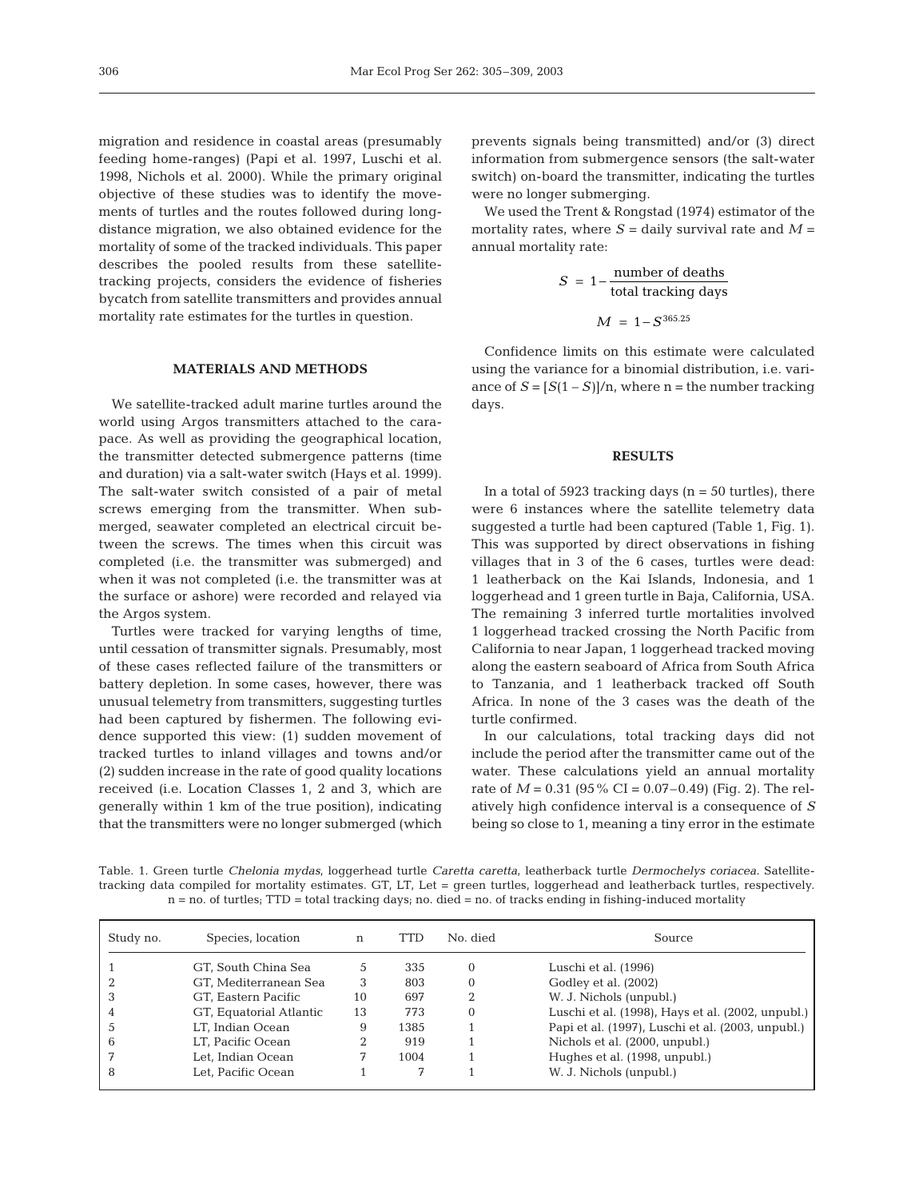migration and residence in coastal areas (presumably feeding home-ranges) (Papi et al. 1997, Luschi et al. 1998, Nichols et al. 2000). While the primary original objective of these studies was to identify the movements of turtles and the routes followed during long-distance migration, we also obtained evidence for the mortality of some of the tracked individuals. This paper describes the pooled results from these satellite-tracking projects, considers the evidence of fisheries bycatch from satellite transmitters and provides annual mortality rate estimates for the turtles in question.

## MATERIALS AND METHODS

We satellite-tracked adult marine turtles around the world using Argos transmitters attached to the carapace. As well as providing the geographical location, the transmitter detected submergence patterns (time and duration) via a salt-water switch (Hays et al. 1999). The salt-water switch consisted of a pair of metal screws emerging from the transmitter. When submerged, seawater completed an electrical circuit between the screws. The times when this circuit was completed (i.e. the transmitter was submerged) and when it was not completed (i.e. the transmitter was at the surface or ashore) were recorded and relayed via the Argos system.

Turtles were tracked for varying lengths of time, until cessation of transmitter signals. Presumably, most of these cases reflected failure of the transmitters or battery depletion. In some cases, however, there was unusual telemetry from transmitters, suggesting turtles had been captured by fishermen. The following evidence supported this view: (1) sudden movement of tracked turtles to inland villages and towns and/or (2) sudden increase in the rate of good quality locations received (i.e. Location Classes 1, 2 and 3, which are generally within 1 km of the true position), indicating that the transmitters were no longer submerged (which prevents signals being transmitted) and/or (3) direct information from submergence sensors (the salt-water switch) on-board the transmitter, indicating the turtles were no longer submerging.

We used the Trent & Rongstad (1974) estimator of the mortality rates, where $S$ = daily survival rate and $M$ = annual mortality rate:

$$S = 1 - \frac{\text{number of deaths}}{\text{total tracking days}}$$

$$M = 1 - S^{365.25}$$

Confidence limits on this estimate were calculated using the variance for a binomial distribution, i.e. variance of $S = [S(1-S)]/n$, where n = the number tracking days.

## RESULTS

In a total of 5923 tracking days (n = 50 turtles), there were 6 instances where the satellite telemetry data suggested a turtle had been captured (Table 1, Fig. 1). This was supported by direct observations in fishing villages that in 3 of the 6 cases, turtles were dead: 1 leatherback on the Kai Islands, Indonesia, and 1 loggerhead and 1 green turtle in Baja, California, USA. The remaining 3 inferred turtle mortalities involved 1 loggerhead tracked crossing the North Pacific from California to near Japan, 1 loggerhead tracked moving along the eastern seaboard of Africa from South Africa to Tanzania, and 1 leatherback tracked off South Africa. In none of the 3 cases was the death of the turtle confirmed.

In our calculations, total tracking days did not include the period after the transmitter came out of the water. These calculations yield an annual mortality rate of $M = 0.31$ (95% CI = 0.07–0.49) (Fig. 2). The relatively high confidence interval is a consequence of $S$ being so close to 1, meaning a tiny error in the estimate

Table. 1. Green turtle *Chelonia mydas*, loggerhead turtle *Caretta caretta*, leatherback turtle *Dermochelys coriacea*. Satellite-tracking data compiled for mortality estimates. GT, LT, Let = green turtles, loggerhead and leatherback turtles, respectively. n = no. of turtles; TTD = total tracking days; no. died = no. of tracks ending in fishing-induced mortality

| Study no. | Species, location | n | TTD | No. died | Source |
|---|---|---|---|---|---|
| 1 | GT, South China Sea | 5 | 335 | 0 | Luschi et al. (1996) |
| 2 | GT, Mediterranean Sea | 3 | 803 | 0 | Godley et al. (2002) |
| 3 | GT, Eastern Pacific | 10 | 697 | 2 | W. J. Nichols (unpubl.) |
| 4 | GT, Equatorial Atlantic | 13 | 773 | 0 | Luschi et al. (1998), Hays et al. (2002, unpubl.) |
| 5 | LT, Indian Ocean | 9 | 1385 | 1 | Papi et al. (1997), Luschi et al. (2003, unpubl.) |
| 6 | LT, Pacific Ocean | 2 | 919 | 1 | Nichols et al. (2000, unpubl.) |
| 7 | Let, Indian Ocean | 7 | 1004 | 1 | Hughes et al. (1998, unpubl.) |
| 8 | Let, Pacific Ocean | 1 | 7 | 1 | W. J. Nichols (unpubl.) |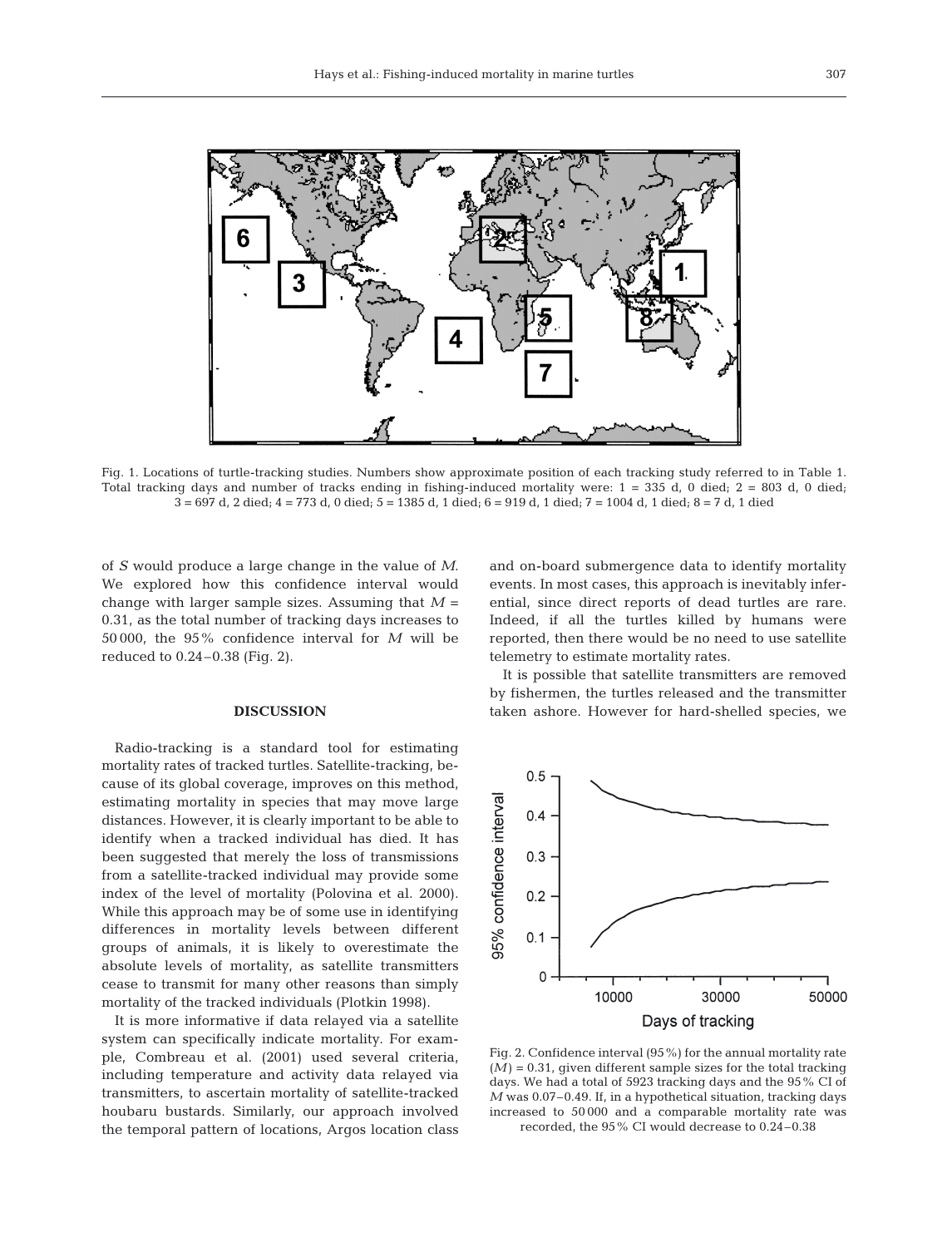Fig. 1. Locations of turtle-tracking studies. Numbers show approximate position of each tracking study referred to in Table 1. Total tracking days and number of tracks ending in fishing-induced mortality were: 1 = 335 d, 0 died; 2 = 803 d, 0 died; 3 = 697 d, 2 died; 4 = 773 d, 0 died; 5 = 1385 d, 1 died; 6 = 919 d, 1 died; 7 = 1004 d, 1 died; 8 = 7 d, 1 died

of $S$ would produce a large change in the value of $M$. We explored how this confidence interval would change with larger sample sizes. Assuming that $M$ = 0.31, as the total number of tracking days increases to 50 000, the 95% confidence interval for $M$ will be reduced to 0.24–0.38 (Fig. 2).

## DISCUSSION

Radio-tracking is a standard tool for estimating mortality rates of tracked turtles. Satellite-tracking, because of its global coverage, improves on this method, estimating mortality in species that may move large distances. However, it is clearly important to be able to identify when a tracked individual has died. It has been suggested that merely the loss of transmissions from a satellite-tracked individual may provide some index of the level of mortality (Polovina et al. 2000). While this approach may be of some use in identifying differences in mortality levels between different groups of animals, it is likely to overestimate the absolute levels of mortality, as satellite transmitters cease to transmit for many other reasons than simply mortality of the tracked individuals (Plotkin 1998).

It is more informative if data relayed via a satellite system can specifically indicate mortality. For example, Combreau et al. (2001) used several criteria, including temperature and activity data relayed via transmitters, to ascertain mortality of satellite-tracked houbaru bustards. Similarly, our approach involved the temporal pattern of locations, Argos location class and on-board submergence data to identify mortality events. In most cases, this approach is inevitably inferential, since direct reports of dead turtles are rare. Indeed, if all the turtles killed by humans were reported, then there would be no need to use satellite telemetry to estimate mortality rates.

It is possible that satellite transmitters are removed by fishermen, the turtles released and the transmitter taken ashore. However for hard-shelled species, we

Fig. 2. Confidence interval (95%) for the annual mortality rate ($M$) = 0.31, given different sample sizes for the total tracking days. We had a total of 5923 tracking days and the 95% CI of $M$ was 0.07–0.49. If, in a hypothetical situation, tracking days increased to 50 000 and a comparable mortality rate was recorded, the 95% CI would decrease to 0.24–0.38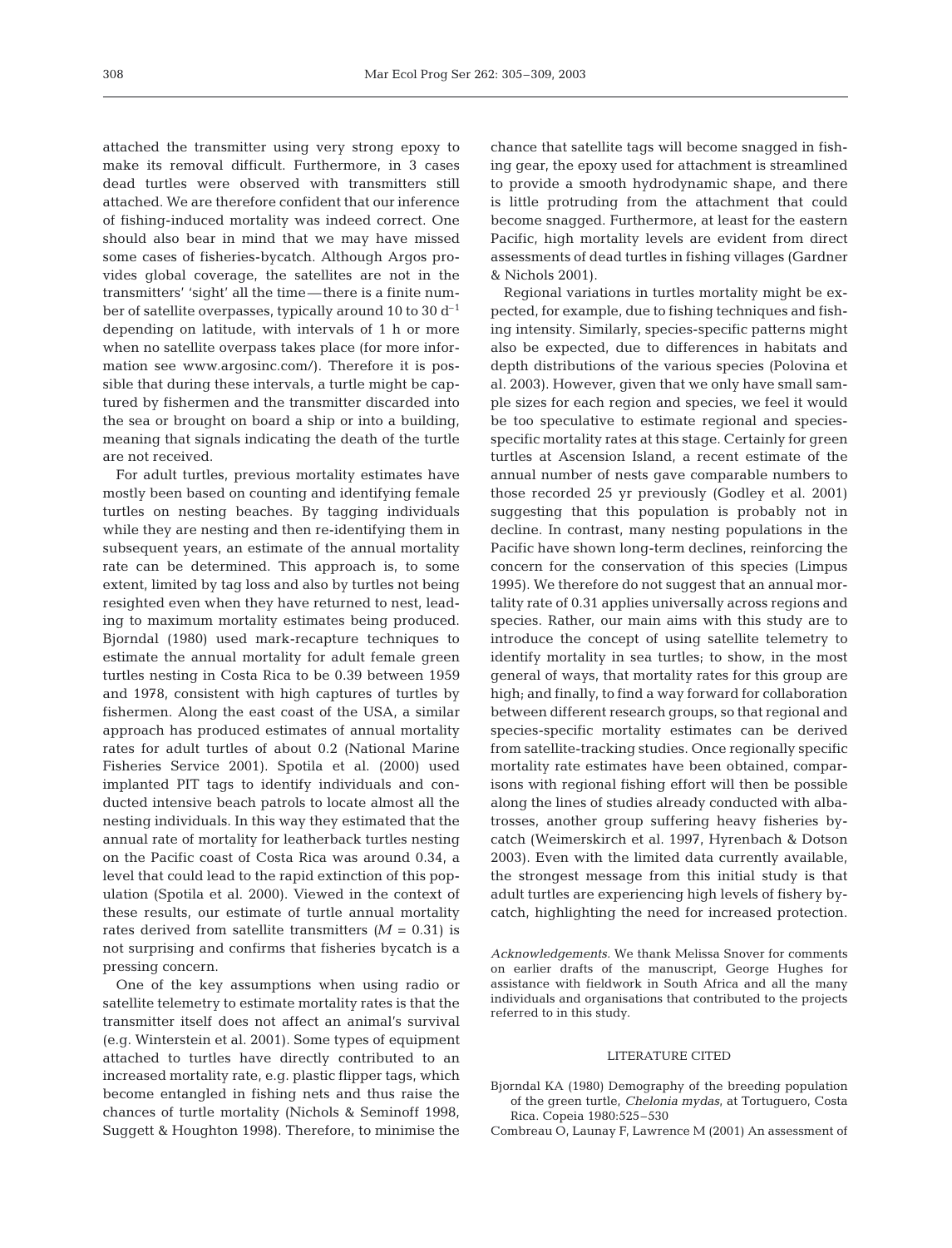attached the transmitter using very strong epoxy to make its removal difficult. Furthermore, in 3 cases dead turtles were observed with transmitters still attached. We are therefore confident that our inference of fishing-induced mortality was indeed correct. One should also bear in mind that we may have missed some cases of fisheries-bycatch. Although Argos provides global coverage, the satellites are not in the transmitters' 'sight' all the time—there is a finite number of satellite overpasses, typically around 10 to 30 $d^{-1}$ depending on latitude, with intervals of 1 h or more when no satellite overpass takes place (for more information see www.argosinc.com/). Therefore it is possible that during these intervals, a turtle might be captured by fishermen and the transmitter discarded into the sea or brought on board a ship or into a building, meaning that signals indicating the death of the turtle are not received.

For adult turtles, previous mortality estimates have mostly been based on counting and identifying female turtles on nesting beaches. By tagging individuals while they are nesting and then re-identifying them in subsequent years, an estimate of the annual mortality rate can be determined. This approach is, to some extent, limited by tag loss and also by turtles not being resighted even when they have returned to nest, leading to maximum mortality estimates being produced. Bjorndal (1980) used mark-recapture techniques to estimate the annual mortality for adult female green turtles nesting in Costa Rica to be 0.39 between 1959 and 1978, consistent with high captures of turtles by fishermen. Along the east coast of the USA, a similar approach has produced estimates of annual mortality rates for adult turtles of about 0.2 (National Marine Fisheries Service 2001). Spotila et al. (2000) used implanted PIT tags to identify individuals and conducted intensive beach patrols to locate almost all the nesting individuals. In this way they estimated that the annual rate of mortality for leatherback turtles nesting on the Pacific coast of Costa Rica was around 0.34, a level that could lead to the rapid extinction of this population (Spotila et al. 2000). Viewed in the context of these results, our estimate of turtle annual mortality rates derived from satellite transmitters ($M$ = 0.31) is not surprising and confirms that fisheries bycatch is a pressing concern.

One of the key assumptions when using radio or satellite telemetry to estimate mortality rates is that the transmitter itself does not affect an animal's survival (e.g. Winterstein et al. 2001). Some types of equipment attached to turtles have directly contributed to an increased mortality rate, e.g. plastic flipper tags, which become entangled in fishing nets and thus raise the chances of turtle mortality (Nichols & Seminoff 1998, Suggett & Houghton 1998). Therefore, to minimise the chance that satellite tags will become snagged in fishing gear, the epoxy used for attachment is streamlined to provide a smooth hydrodynamic shape, and there is little protruding from the attachment that could become snagged. Furthermore, at least for the eastern Pacific, high mortality levels are evident from direct assessments of dead turtles in fishing villages (Gardner & Nichols 2001).

Regional variations in turtles mortality might be expected, for example, due to fishing techniques and fishing intensity. Similarly, species-specific patterns might also be expected, due to differences in habitats and depth distributions of the various species (Polovina et al. 2003). However, given that we only have small sample sizes for each region and species, we feel it would be too speculative to estimate regional and species-specific mortality rates at this stage. Certainly for green turtles at Ascension Island, a recent estimate of the annual number of nests gave comparable numbers to those recorded 25 yr previously (Godley et al. 2001) suggesting that this population is probably not in decline. In contrast, many nesting populations in the Pacific have shown long-term declines, reinforcing the concern for the conservation of this species (Limpus 1995). We therefore do not suggest that an annual mortality rate of 0.31 applies universally across regions and species. Rather, our main aims with this study are to introduce the concept of using satellite telemetry to identify mortality in sea turtles; to show, in the most general of ways, that mortality rates for this group are high; and finally, to find a way forward for collaboration between different research groups, so that regional and species-specific mortality estimates can be derived from satellite-tracking studies. Once regionally specific mortality rate estimates have been obtained, comparisons with regional fishing effort will then be possible along the lines of studies already conducted with albatrosses, another group suffering heavy fisheries bycatch (Weimerskirch et al. 1997, Hyrenbach & Dotson 2003). Even with the limited data currently available, the strongest message from this initial study is that adult turtles are experiencing high levels of fishery bycatch, highlighting the need for increased protection.

*Acknowledgements.* We thank Melissa Snover for comments on earlier drafts of the manuscript, George Hughes for assistance with fieldwork in South Africa and all the many individuals and organisations that contributed to the projects referred to in this study.

## LITERATURE CITED

Bjorndal KA (1980) Demography of the breeding population of the green turtle, *Chelonia mydas*, at Tortuguero, Costa Rica. Copeia 1980:525–530

Combreau O, Launay F, Lawrence M (2001) An assessment of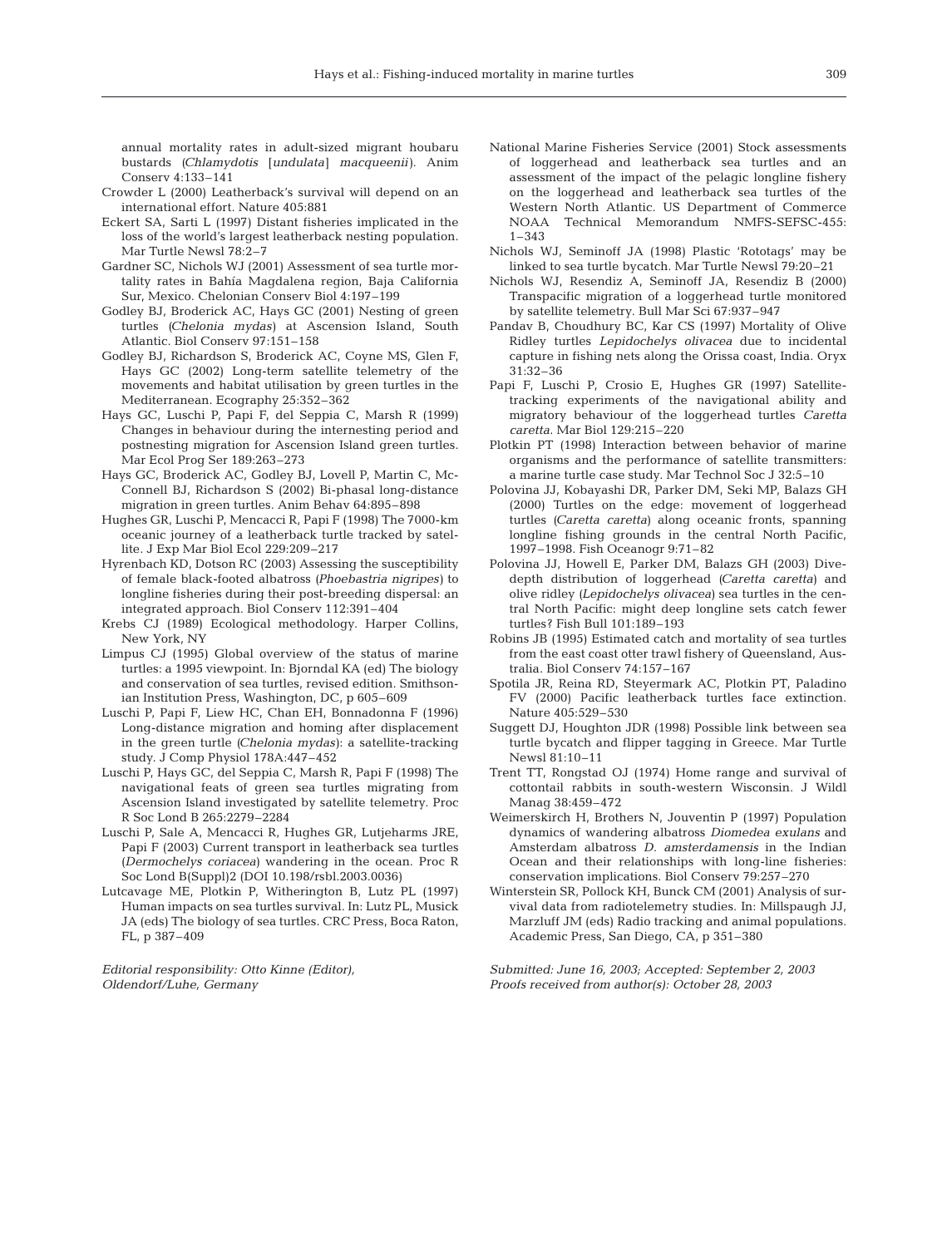annual mortality rates in adult-sized migrant houbaru bustards (*Chlamydotis* [*undulata*] *macqueenii*). Anim Conserv 4:133–141

Crowder L (2000) Leatherback's survival will depend on an international effort. Nature 405:881

Eckert SA, Sarti L (1997) Distant fisheries implicated in the loss of the world's largest leatherback nesting population. Mar Turtle Newsl 78:2–7

Gardner SC, Nichols WJ (2001) Assessment of sea turtle mortality rates in Bahía Magdalena region, Baja California Sur, Mexico. Chelonian Conserv Biol 4:197–199

Godley BJ, Broderick AC, Hays GC (2001) Nesting of green turtles (*Chelonia mydas*) at Ascension Island, South Atlantic. Biol Conserv 97:151–158

Godley BJ, Richardson S, Broderick AC, Coyne MS, Glen F, Hays GC (2002) Long-term satellite telemetry of the movements and habitat utilisation by green turtles in the Mediterranean. Ecography 25:352–362

Hays GC, Luschi P, Papi F, del Seppia C, Marsh R (1999) Changes in behaviour during the internesting period and postnesting migration for Ascension Island green turtles. Mar Ecol Prog Ser 189:263–273

Hays GC, Broderick AC, Godley BJ, Lovell P, Martin C, McConnell BJ, Richardson S (2002) Bi-phasal long-distance migration in green turtles. Anim Behav 64:895–898

Hughes GR, Luschi P, Mencacci R, Papi F (1998) The 7000-km oceanic journey of a leatherback turtle tracked by satellite. J Exp Mar Biol Ecol 229:209–217

Hyrenbach KD, Dotson RC (2003) Assessing the susceptibility of female black-footed albatross (*Phoebastria nigripes*) to longline fisheries during their post-breeding dispersal: an integrated approach. Biol Conserv 112:391–404

Krebs CJ (1989) Ecological methodology. Harper Collins, New York, NY

Limpus CJ (1995) Global overview of the status of marine turtles: a 1995 viewpoint. In: Bjorndal KA (ed) The biology and conservation of sea turtles, revised edition. Smithsonian Institution Press, Washington, DC, p 605–609

Luschi P, Papi F, Liew HC, Chan EH, Bonnadonna F (1996) Long-distance migration and homing after displacement in the green turtle (*Chelonia mydas*): a satellite-tracking study. J Comp Physiol 178A:447–452

Luschi P, Hays GC, del Seppia C, Marsh R, Papi F (1998) The navigational feats of green sea turtles migrating from Ascension Island investigated by satellite telemetry. Proc R Soc Lond B 265:2279–2284

Luschi P, Sale A, Mencacci R, Hughes GR, Lutjeharms JRE, Papi F (2003) Current transport in leatherback sea turtles (*Dermochelys coriacea*) wandering in the ocean. Proc R Soc Lond B(Suppl)2 (DOI 10.198/rsbl.2003.0036)

Lutcavage ME, Plotkin P, Witherington B, Lutz PL (1997) Human impacts on sea turtles survival. In: Lutz PL, Musick JA (eds) The biology of sea turtles. CRC Press, Boca Raton, FL, p 387–409

National Marine Fisheries Service (2001) Stock assessments of loggerhead and leatherback sea turtles and an assessment of the impact of the pelagic longline fishery on the loggerhead and leatherback sea turtles of the Western North Atlantic. US Department of Commerce NOAA Technical Memorandum NMFS-SEFSC-455: 1–343

Nichols WJ, Seminoff JA (1998) Plastic 'Rototags' may be linked to sea turtle bycatch. Mar Turtle Newsl 79:20–21

Nichols WJ, Resendiz A, Seminoff JA, Resendiz B (2000) Transpacific migration of a loggerhead turtle monitored by satellite telemetry. Bull Mar Sci 67:937–947

Pandav B, Choudhury BC, Kar CS (1997) Mortality of Olive Ridley turtles *Lepidochelys olivacea* due to incidental capture in fishing nets along the Orissa coast, India. Oryx 31:32–36

Papi F, Luschi P, Crosio E, Hughes GR (1997) Satellite-tracking experiments of the navigational ability and migratory behaviour of the loggerhead turtles *Caretta caretta*. Mar Biol 129:215–220

Plotkin PT (1998) Interaction between behavior of marine organisms and the performance of satellite transmitters: a marine turtle case study. Mar Technol Soc J 32:5–10

Polovina JJ, Kobayashi DR, Parker DM, Seki MP, Balazs GH (2000) Turtles on the edge: movement of loggerhead turtles (*Caretta caretta*) along oceanic fronts, spanning longline fishing grounds in the central North Pacific, 1997–1998. Fish Oceanogr 9:71–82

Polovina JJ, Howell E, Parker DM, Balazs GH (2003) Dive-depth distribution of loggerhead (*Caretta caretta*) and olive ridley (*Lepidochelys olivacea*) sea turtles in the central North Pacific: might deep longline sets catch fewer turtles? Fish Bull 101:189–193

Robins JB (1995) Estimated catch and mortality of sea turtles from the east coast otter trawl fishery of Queensland, Australia. Biol Conserv 74:157–167

Spotila JR, Reina RD, Steyermark AC, Plotkin PT, Paladino FV (2000) Pacific leatherback turtles face extinction. Nature 405:529–530

Suggett DJ, Houghton JDR (1998) Possible link between sea turtle bycatch and flipper tagging in Greece. Mar Turtle Newsl 81:10–11

Trent TT, Rongstad OJ (1974) Home range and survival of cottontail rabbits in south-western Wisconsin. J Wildl Manag 38:459–472

Weimerskirch H, Brothers N, Jouventin P (1997) Population dynamics of wandering albatross *Diomedea exulans* and Amsterdam albatross *D. amsterdamensis* in the Indian Ocean and their relationships with long-line fisheries: conservation implications. Biol Conserv 79:257–270

Winterstein SR, Pollock KH, Bunck CM (2001) Analysis of survival data from radiotelemetry studies. In: Millspaugh JJ, Marzluff JM (eds) Radio tracking and animal populations. Academic Press, San Diego, CA, p 351–380

*Editorial responsibility: Otto Kinne (Editor), Oldendorf/Luhe, Germany*

*Submitted: June 16, 2003; Accepted: September 2, 2003*
*Proofs received from author(s): October 28, 2003*